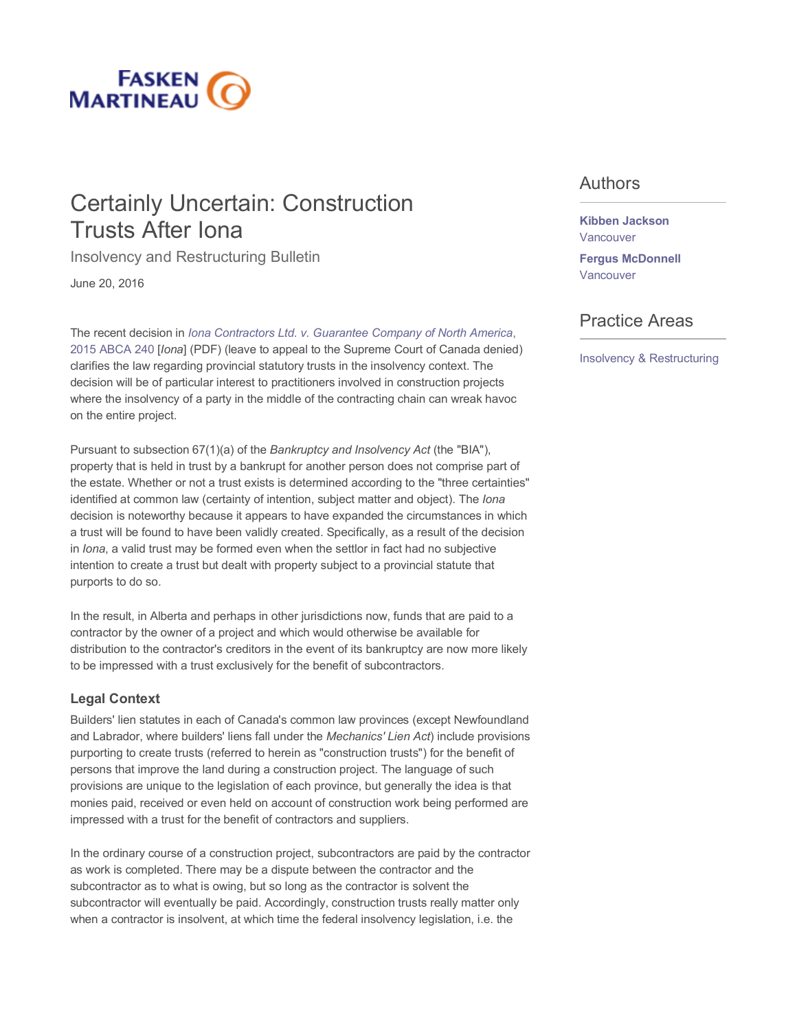FASKEN MARTINEAU

# Certainly Uncertain: Construction Trusts After Iona

Insolvency and Restructuring Bulletin

June 20, 2016

## Authors

**Kibben Jackson**
Vancouver

**Fergus McDonnell**
Vancouver

## Practice Areas

Insolvency & Restructuring

The recent decision in *Iona Contractors Ltd. v. Guarantee Company of North America*, 2015 ABCA 240 [*Iona*] (PDF) (leave to appeal to the Supreme Court of Canada denied) clarifies the law regarding provincial statutory trusts in the insolvency context. The decision will be of particular interest to practitioners involved in construction projects where the insolvency of a party in the middle of the contracting chain can wreak havoc on the entire project.

Pursuant to subsection 67(1)(a) of the *Bankruptcy and Insolvency Act* (the "BIA"), property that is held in trust by a bankrupt for another person does not comprise part of the estate. Whether or not a trust exists is determined according to the "three certainties" identified at common law (certainty of intention, subject matter and object). The *Iona* decision is noteworthy because it appears to have expanded the circumstances in which a trust will be found to have been validly created. Specifically, as a result of the decision in *Iona*, a valid trust may be formed even when the settlor in fact had no subjective intention to create a trust but dealt with property subject to a provincial statute that purports to do so.

In the result, in Alberta and perhaps in other jurisdictions now, funds that are paid to a contractor by the owner of a project and which would otherwise be available for distribution to the contractor's creditors in the event of its bankruptcy are now more likely to be impressed with a trust exclusively for the benefit of subcontractors.

### Legal Context

Builders' lien statutes in each of Canada's common law provinces (except Newfoundland and Labrador, where builders' liens fall under the *Mechanics' Lien Act*) include provisions purporting to create trusts (referred to herein as "construction trusts") for the benefit of persons that improve the land during a construction project. The language of such provisions are unique to the legislation of each province, but generally the idea is that monies paid, received or even held on account of construction work being performed are impressed with a trust for the benefit of contractors and suppliers.

In the ordinary course of a construction project, subcontractors are paid by the contractor as work is completed. There may be a dispute between the contractor and the subcontractor as to what is owing, but so long as the contractor is solvent the subcontractor will eventually be paid. Accordingly, construction trusts really matter only when a contractor is insolvent, at which time the federal insolvency legislation, i.e. the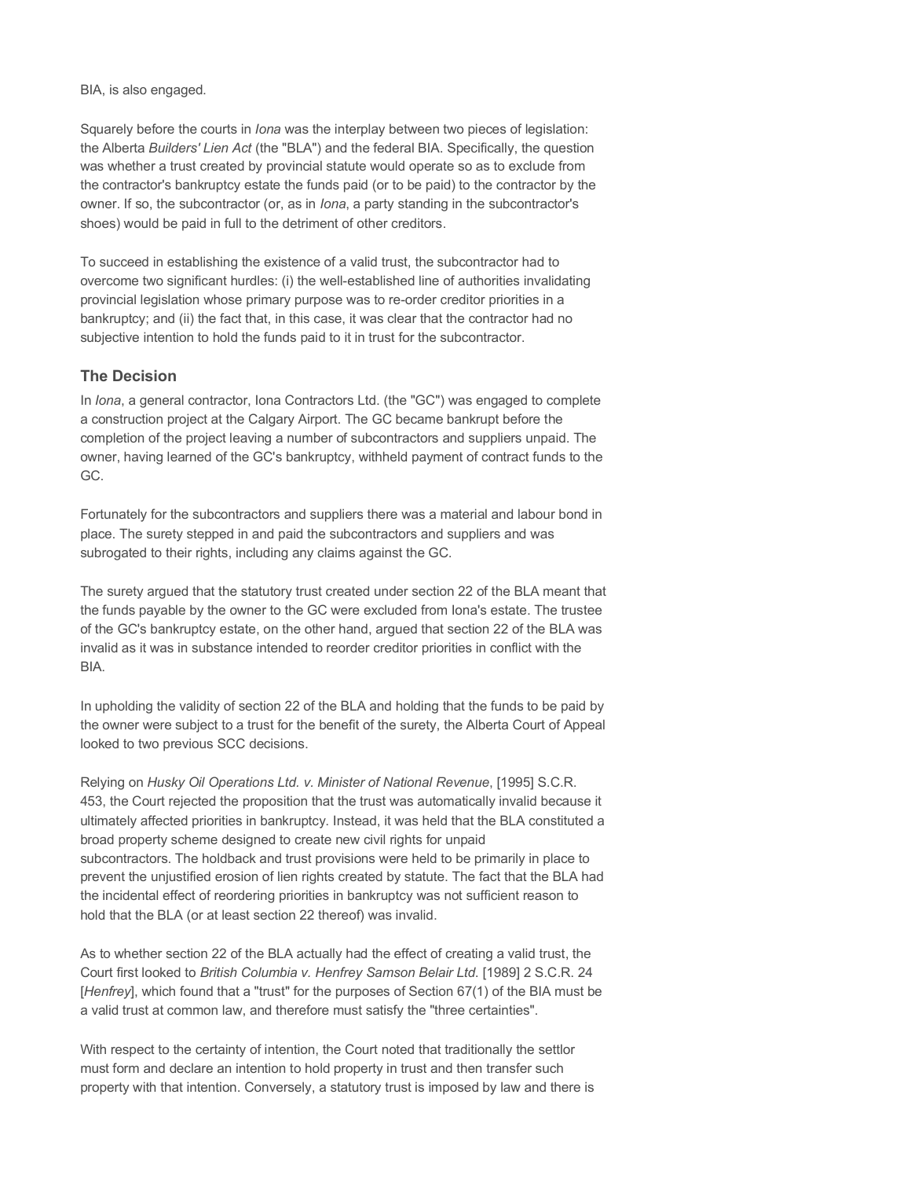BIA, is also engaged.

Squarely before the courts in *Iona* was the interplay between two pieces of legislation: the Alberta *Builders' Lien Act* (the "BLA") and the federal BIA. Specifically, the question was whether a trust created by provincial statute would operate so as to exclude from the contractor's bankruptcy estate the funds paid (or to be paid) to the contractor by the owner. If so, the subcontractor (or, as in *Iona*, a party standing in the subcontractor's shoes) would be paid in full to the detriment of other creditors.

To succeed in establishing the existence of a valid trust, the subcontractor had to overcome two significant hurdles: (i) the well-established line of authorities invalidating provincial legislation whose primary purpose was to re-order creditor priorities in a bankruptcy; and (ii) the fact that, in this case, it was clear that the contractor had no subjective intention to hold the funds paid to it in trust for the subcontractor.

## The Decision

In *Iona*, a general contractor, Iona Contractors Ltd. (the "GC") was engaged to complete a construction project at the Calgary Airport. The GC became bankrupt before the completion of the project leaving a number of subcontractors and suppliers unpaid. The owner, having learned of the GC's bankruptcy, withheld payment of contract funds to the GC.

Fortunately for the subcontractors and suppliers there was a material and labour bond in place. The surety stepped in and paid the subcontractors and suppliers and was subrogated to their rights, including any claims against the GC.

The surety argued that the statutory trust created under section 22 of the BLA meant that the funds payable by the owner to the GC were excluded from Iona's estate. The trustee of the GC's bankruptcy estate, on the other hand, argued that section 22 of the BLA was invalid as it was in substance intended to reorder creditor priorities in conflict with the BIA.

In upholding the validity of section 22 of the BLA and holding that the funds to be paid by the owner were subject to a trust for the benefit of the surety, the Alberta Court of Appeal looked to two previous SCC decisions.

Relying on *Husky Oil Operations Ltd. v. Minister of National Revenue*, [1995] S.C.R. 453, the Court rejected the proposition that the trust was automatically invalid because it ultimately affected priorities in bankruptcy. Instead, it was held that the BLA constituted a broad property scheme designed to create new civil rights for unpaid subcontractors. The holdback and trust provisions were held to be primarily in place to prevent the unjustified erosion of lien rights created by statute. The fact that the BLA had the incidental effect of reordering priorities in bankruptcy was not sufficient reason to hold that the BLA (or at least section 22 thereof) was invalid.

As to whether section 22 of the BLA actually had the effect of creating a valid trust, the Court first looked to *British Columbia v. Henfrey Samson Belair Ltd*. [1989] 2 S.C.R. 24 [*Henfrey*], which found that a "trust" for the purposes of Section 67(1) of the BIA must be a valid trust at common law, and therefore must satisfy the "three certainties".

With respect to the certainty of intention, the Court noted that traditionally the settlor must form and declare an intention to hold property in trust and then transfer such property with that intention. Conversely, a statutory trust is imposed by law and there is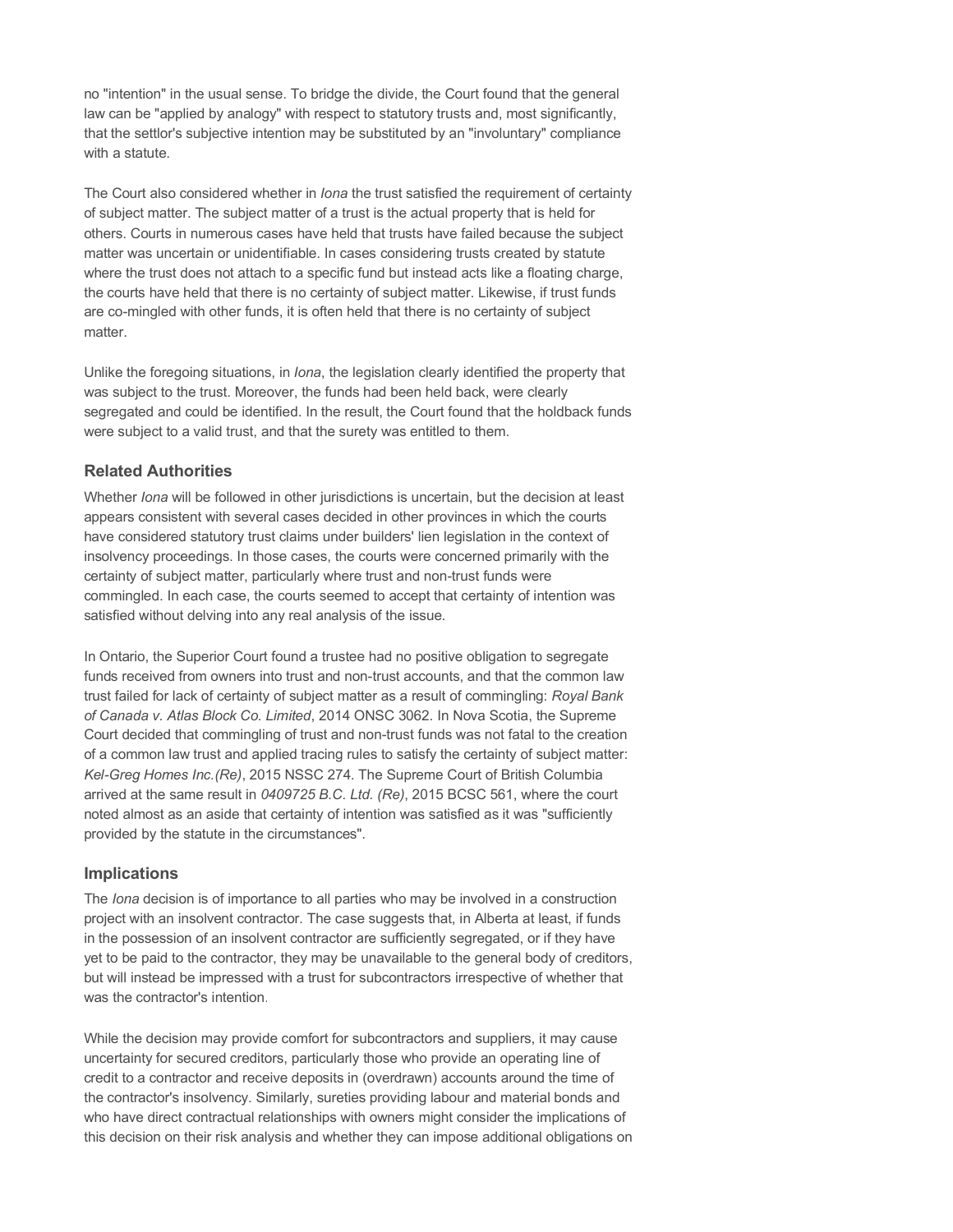no "intention" in the usual sense. To bridge the divide, the Court found that the general law can be "applied by analogy" with respect to statutory trusts and, most significantly, that the settlor's subjective intention may be substituted by an "involuntary" compliance with a statute.

The Court also considered whether in *Iona* the trust satisfied the requirement of certainty of subject matter. The subject matter of a trust is the actual property that is held for others. Courts in numerous cases have held that trusts have failed because the subject matter was uncertain or unidentifiable. In cases considering trusts created by statute where the trust does not attach to a specific fund but instead acts like a floating charge, the courts have held that there is no certainty of subject matter. Likewise, if trust funds are co-mingled with other funds, it is often held that there is no certainty of subject matter.

Unlike the foregoing situations, in *Iona*, the legislation clearly identified the property that was subject to the trust. Moreover, the funds had been held back, were clearly segregated and could be identified. In the result, the Court found that the holdback funds were subject to a valid trust, and that the surety was entitled to them.

## Related Authorities

Whether *Iona* will be followed in other jurisdictions is uncertain, but the decision at least appears consistent with several cases decided in other provinces in which the courts have considered statutory trust claims under builders' lien legislation in the context of insolvency proceedings. In those cases, the courts were concerned primarily with the certainty of subject matter, particularly where trust and non-trust funds were commingled. In each case, the courts seemed to accept that certainty of intention was satisfied without delving into any real analysis of the issue.

In Ontario, the Superior Court found a trustee had no positive obligation to segregate funds received from owners into trust and non-trust accounts, and that the common law trust failed for lack of certainty of subject matter as a result of commingling: *Royal Bank of Canada v. Atlas Block Co. Limited*, 2014 ONSC 3062. In Nova Scotia, the Supreme Court decided that commingling of trust and non-trust funds was not fatal to the creation of a common law trust and applied tracing rules to satisfy the certainty of subject matter: *Kel-Greg Homes Inc.(Re)*, 2015 NSSC 274. The Supreme Court of British Columbia arrived at the same result in *0409725 B.C. Ltd. (Re)*, 2015 BCSC 561, where the court noted almost as an aside that certainty of intention was satisfied as it was "sufficiently provided by the statute in the circumstances".

## Implications

The *Iona* decision is of importance to all parties who may be involved in a construction project with an insolvent contractor. The case suggests that, in Alberta at least, if funds in the possession of an insolvent contractor are sufficiently segregated, or if they have yet to be paid to the contractor, they may be unavailable to the general body of creditors, but will instead be impressed with a trust for subcontractors irrespective of whether that was the contractor's intention.

While the decision may provide comfort for subcontractors and suppliers, it may cause uncertainty for secured creditors, particularly those who provide an operating line of credit to a contractor and receive deposits in (overdrawn) accounts around the time of the contractor's insolvency. Similarly, sureties providing labour and material bonds and who have direct contractual relationships with owners might consider the implications of this decision on their risk analysis and whether they can impose additional obligations on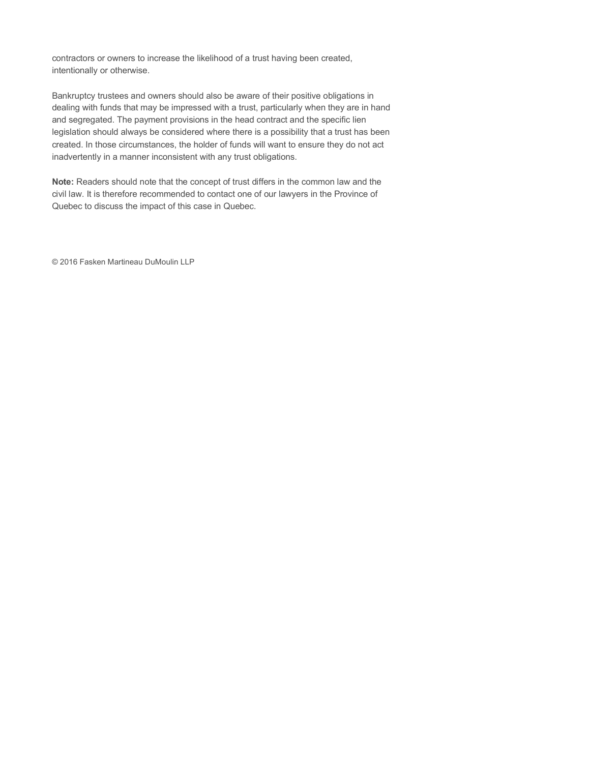contractors or owners to increase the likelihood of a trust having been created, intentionally or otherwise.

Bankruptcy trustees and owners should also be aware of their positive obligations in dealing with funds that may be impressed with a trust, particularly when they are in hand and segregated. The payment provisions in the head contract and the specific lien legislation should always be considered where there is a possibility that a trust has been created. In those circumstances, the holder of funds will want to ensure they do not act inadvertently in a manner inconsistent with any trust obligations.

**Note:** Readers should note that the concept of trust differs in the common law and the civil law. It is therefore recommended to contact one of our lawyers in the Province of Quebec to discuss the impact of this case in Quebec.

© 2016 Fasken Martineau DuMoulin LLP